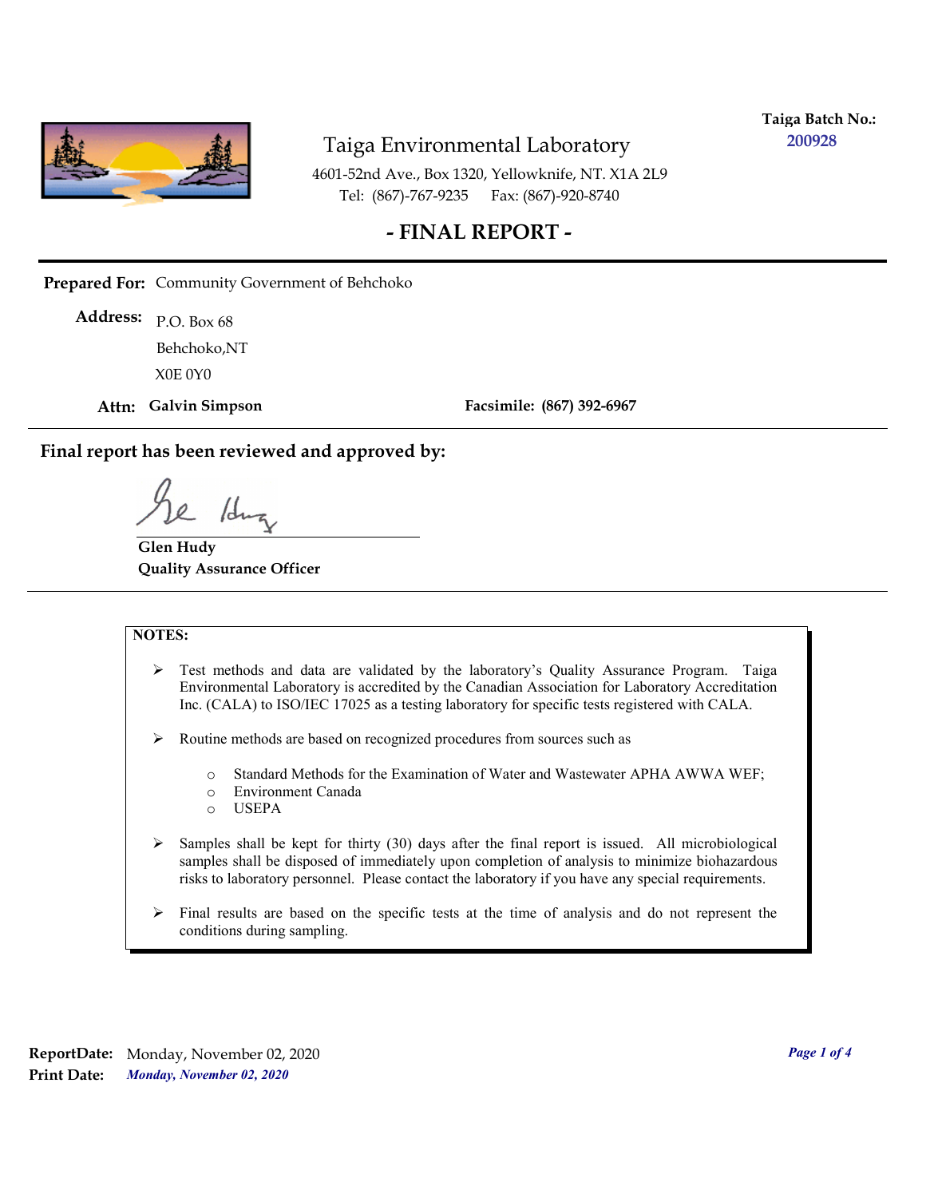**Taiga Batch No.:** 200928

# Taiga Environmental Laboratory

4601-52nd Ave., Box 1320, Yellowknife, NT. X1A 2L9
Tel: (867)-767-9235 Fax: (867)-920-8740

## - FINAL REPORT -

**Prepared For:** Community Government of Behchoko

**Address:** P.O. Box 68
Behchoko,NT
X0E 0Y0

**Attn:** **Galvin Simpson** **Facsimile:** **(867) 392-6967**

**Final report has been reviewed and approved by:**

**Glen Hudy**
**Quality Assurance Officer**

**NOTES:**

- Test methods and data are validated by the laboratory's Quality Assurance Program. Taiga Environmental Laboratory is accredited by the Canadian Association for Laboratory Accreditation Inc. (CALA) to ISO/IEC 17025 as a testing laboratory for specific tests registered with CALA.
- Routine methods are based on recognized procedures from sources such as
  - Standard Methods for the Examination of Water and Wastewater APHA AWWA WEF;
  - Environment Canada
  - USEPA
- Samples shall be kept for thirty (30) days after the final report is issued. All microbiological samples shall be disposed of immediately upon completion of analysis to minimize biohazardous risks to laboratory personnel. Please contact the laboratory if you have any special requirements.
- Final results are based on the specific tests at the time of analysis and do not represent the conditions during sampling.

**ReportDate:** Monday, November 02, 2020
**Print Date:** ***Monday, November 02, 2020***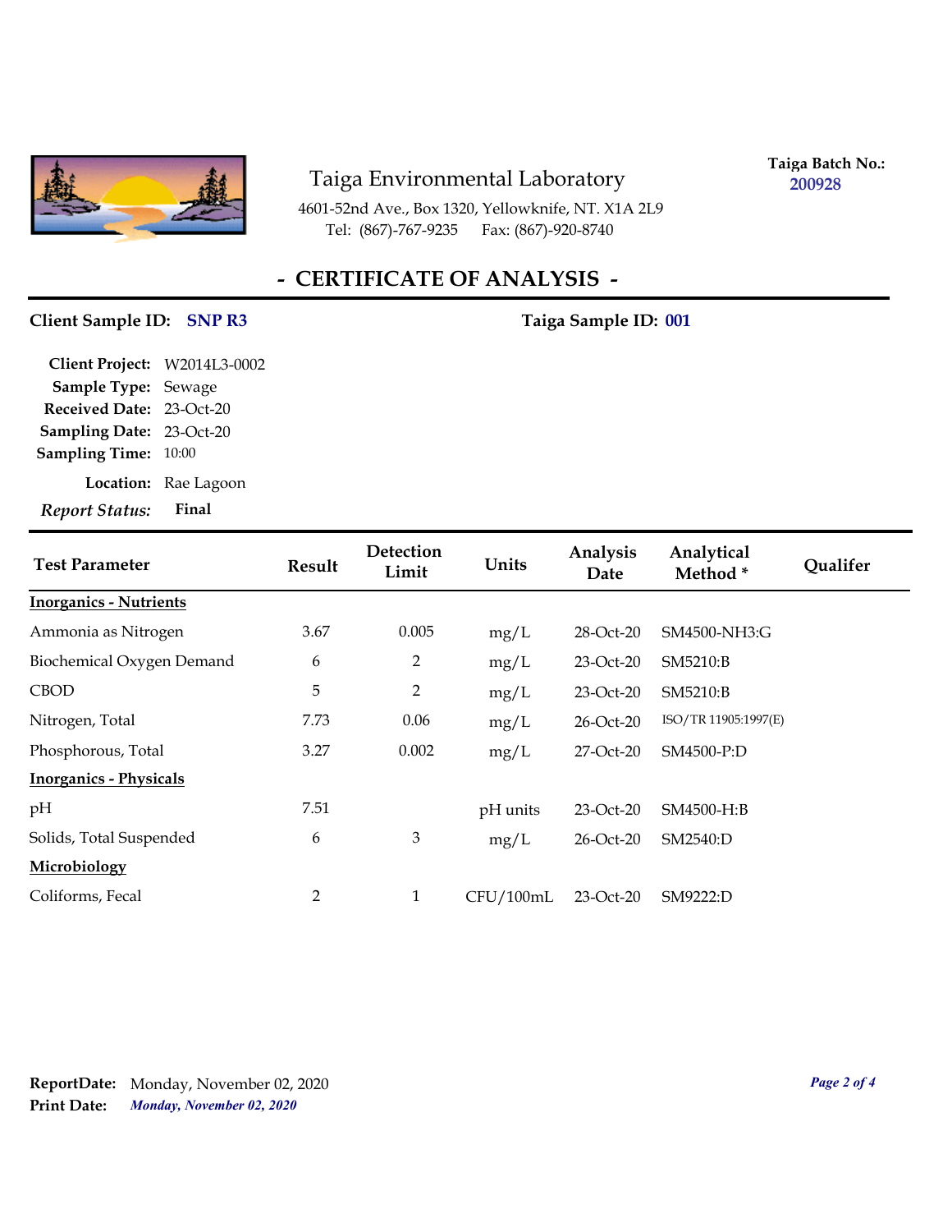# Taiga Environmental Laboratory

4601-52nd Ave., Box 1320, Yellowknife, NT. X1A 2L9
Tel: (867)-767-9235 Fax: (867)-920-8740

**Taiga Batch No.:** 200928

## - CERTIFICATE OF ANALYSIS -

**Client Sample ID:** **SNP R3**  **Taiga Sample ID:** **001**

**Client Project:** W2014L3-0002
**Sample Type:** Sewage
**Received Date:** 23-Oct-20
**Sampling Date:** 23-Oct-20
**Sampling Time:** 10:00
**Location:** Rae Lagoon
***Report Status:*** **Final**

| Test Parameter | Result | Detection Limit | Units | Analysis Date | Analytical Method * | Qualifer |
|---|---|---|---|---|---|---|
| **Inorganics - Nutrients** | | | | | | |
| Ammonia as Nitrogen | 3.67 | 0.005 | mg/L | 28-Oct-20 | SM4500-NH3:G | |
| Biochemical Oxygen Demand | 6 | 2 | mg/L | 23-Oct-20 | SM5210:B | |
| CBOD | 5 | 2 | mg/L | 23-Oct-20 | SM5210:B | |
| Nitrogen, Total | 7.73 | 0.06 | mg/L | 26-Oct-20 | ISO/TR 11905:1997(E) | |
| Phosphorous, Total | 3.27 | 0.002 | mg/L | 27-Oct-20 | SM4500-P:D | |
| **Inorganics - Physicals** | | | | | | |
| pH | 7.51 | | pH units | 23-Oct-20 | SM4500-H:B | |
| Solids, Total Suspended | 6 | 3 | mg/L | 26-Oct-20 | SM2540:D | |
| **Microbiology** | | | | | | |
| Coliforms, Fecal | 2 | 1 | CFU/100mL | 23-Oct-20 | SM9222:D | |

**ReportDate:** Monday, November 02, 2020
**Print Date:** ***Monday, November 02, 2020***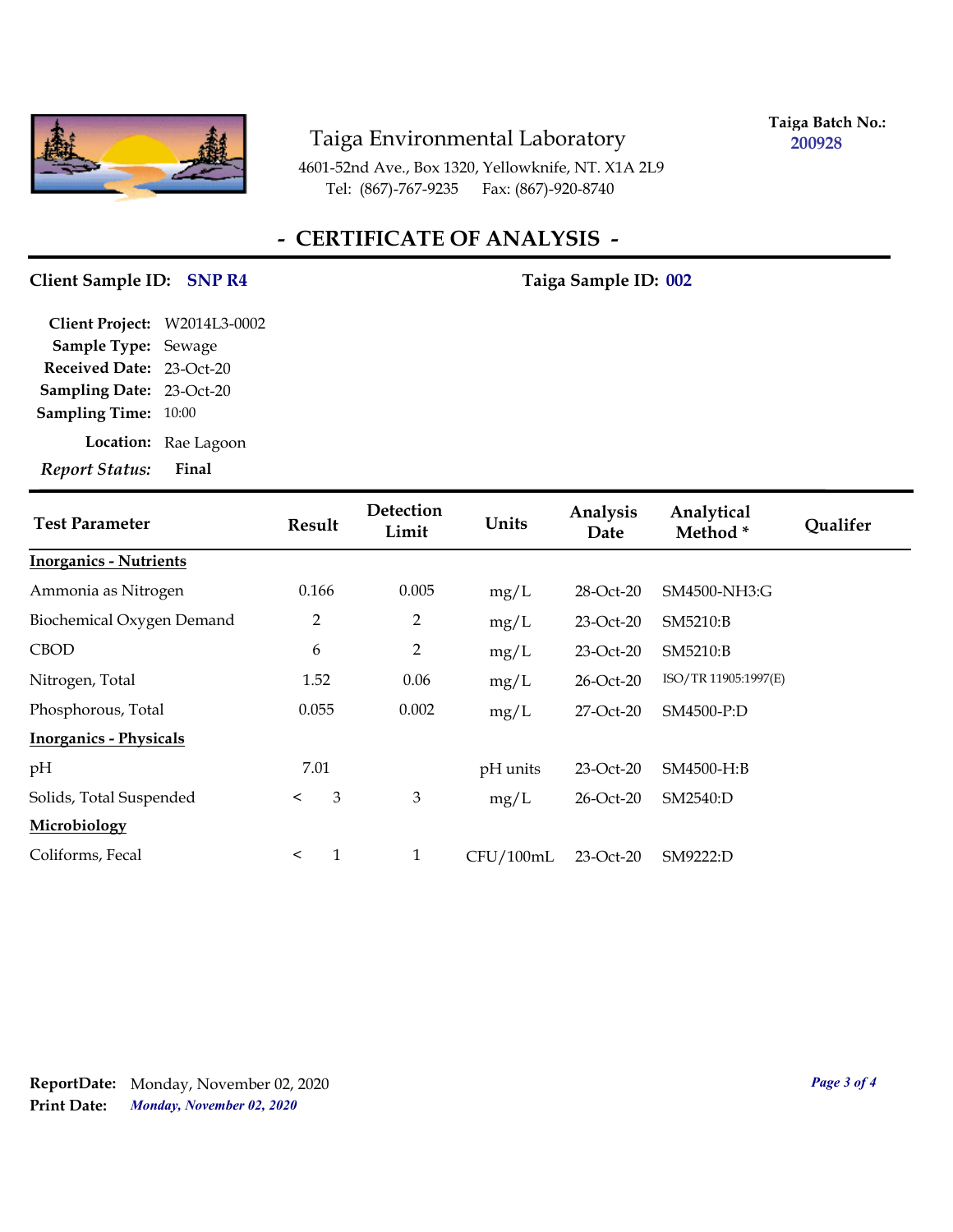# Taiga Environmental Laboratory

4601-52nd Ave., Box 1320, Yellowknife, NT. X1A 2L9
Tel: (867)-767-9235 Fax: (867)-920-8740

**Taiga Batch No.:** 200928

## - CERTIFICATE OF ANALYSIS -

**Client Sample ID:** SNP R4 **Taiga Sample ID:** 002

**Client Project:** W2014L3-0002
**Sample Type:** Sewage
**Received Date:** 23-Oct-20
**Sampling Date:** 23-Oct-20
**Sampling Time:** 10:00
**Location:** Rae Lagoon
***Report Status:*** **Final**

| Test Parameter | Result | Detection Limit | Units | Analysis Date | Analytical Method * | Qualifer |
|---|---|---|---|---|---|---|
| **Inorganics - Nutrients** | | | | | | |
| Ammonia as Nitrogen | 0.166 | 0.005 | mg/L | 28-Oct-20 | SM4500-NH3:G | |
| Biochemical Oxygen Demand | 2 | 2 | mg/L | 23-Oct-20 | SM5210:B | |
| CBOD | 6 | 2 | mg/L | 23-Oct-20 | SM5210:B | |
| Nitrogen, Total | 1.52 | 0.06 | mg/L | 26-Oct-20 | ISO/TR 11905:1997(E) | |
| Phosphorous, Total | 0.055 | 0.002 | mg/L | 27-Oct-20 | SM4500-P:D | |
| **Inorganics - Physicals** | | | | | | |
| pH | 7.01 | | pH units | 23-Oct-20 | SM4500-H:B | |
| Solids, Total Suspended | < 3 | 3 | mg/L | 26-Oct-20 | SM2540:D | |
| **Microbiology** | | | | | | |
| Coliforms, Fecal | < 1 | 1 | CFU/100mL | 23-Oct-20 | SM9222:D | |

**ReportDate:** Monday, November 02, 2020
**Print Date:** *Monday, November 02, 2020*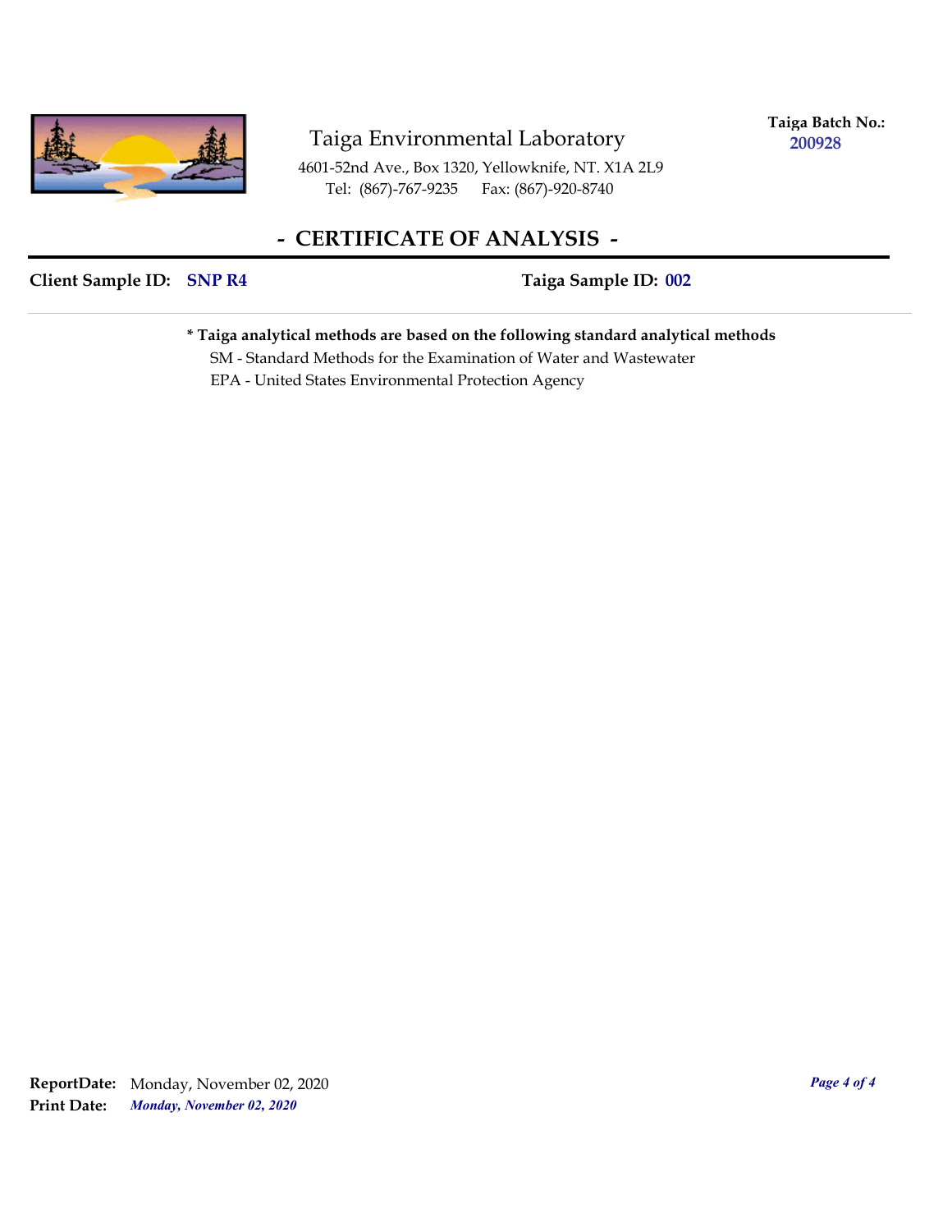Taiga Environmental Laboratory

4601-52nd Ave., Box 1320, Yellowknife, NT. X1A 2L9
Tel: (867)-767-9235 Fax: (867)-920-8740

**Taiga Batch No.:** 200928

# - CERTIFICATE OF ANALYSIS -

**Client Sample ID:** SNP R4 **Taiga Sample ID:** 002

**\* Taiga analytical methods are based on the following standard analytical methods**

SM - Standard Methods for the Examination of Water and Wastewater
EPA - United States Environmental Protection Agency

**ReportDate:** Monday, November 02, 2020
**Print Date:** *Monday, November 02, 2020*